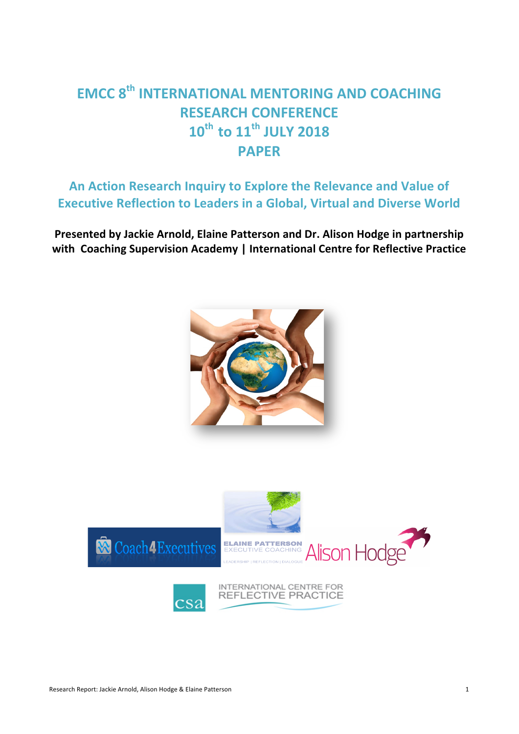# EMCC 8th INTERNATIONAL MENTORING AND COACHING RESEARCH CONFERENCE

# 10th to 11th JULY 2018

# PAPER

## An Action Research Inquiry to Explore the Relevance and Value of Executive Reflection to Leaders in a Global, Virtual and Diverse World

**Presented by Jackie Arnold, Elaine Patterson and Dr. Alison Hodge in partnership with Coaching Supervision Academy | International Centre for Reflective Practice**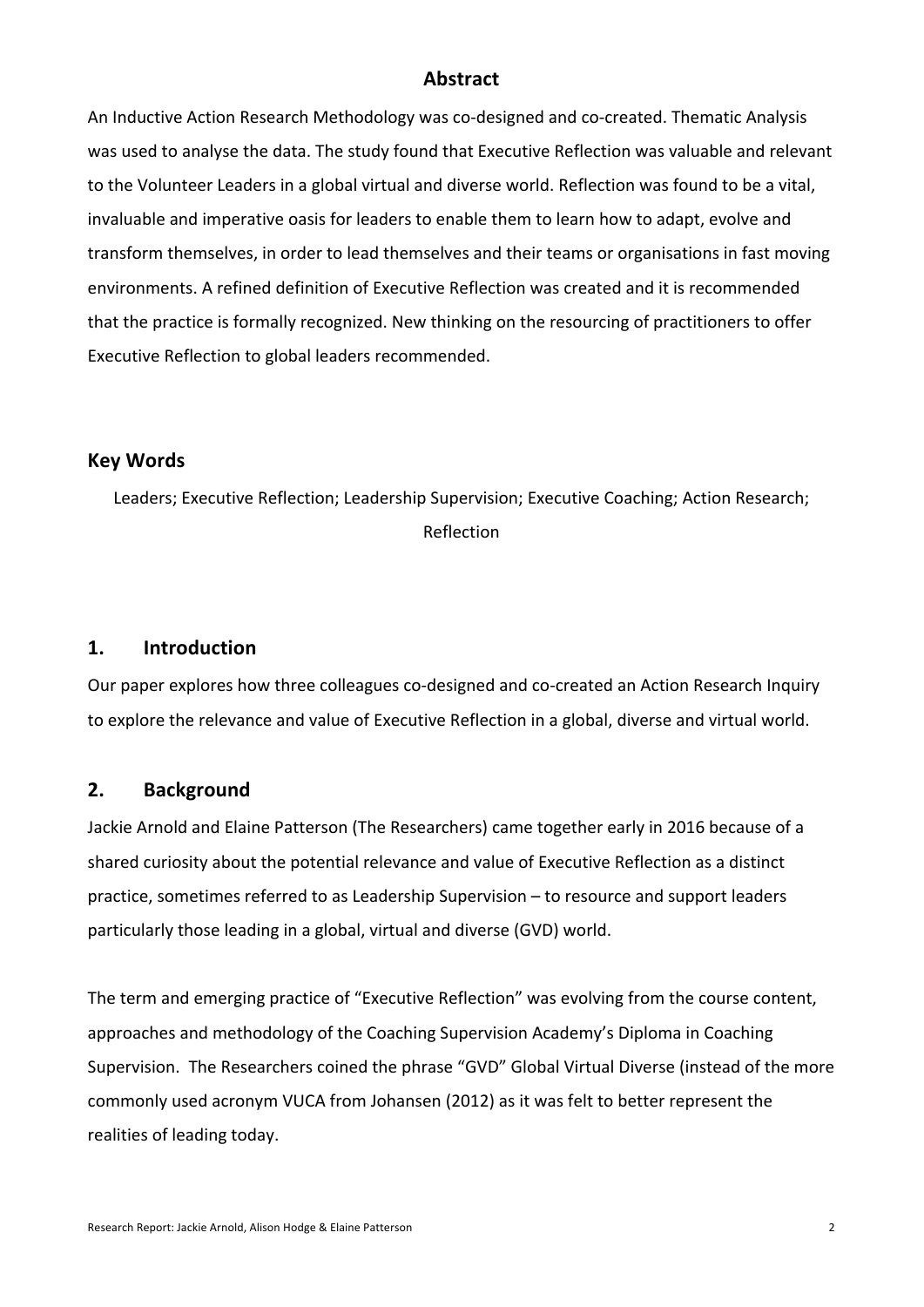## Abstract

An Inductive Action Research Methodology was co-designed and co-created. Thematic Analysis was used to analyse the data. The study found that Executive Reflection was valuable and relevant to the Volunteer Leaders in a global virtual and diverse world. Reflection was found to be a vital, invaluable and imperative oasis for leaders to enable them to learn how to adapt, evolve and transform themselves, in order to lead themselves and their teams or organisations in fast moving environments. A refined definition of Executive Reflection was created and it is recommended that the practice is formally recognized. New thinking on the resourcing of practitioners to offer Executive Reflection to global leaders recommended.

## Key Words

Leaders; Executive Reflection; Leadership Supervision; Executive Coaching; Action Research; Reflection

## 1. Introduction

Our paper explores how three colleagues co-designed and co-created an Action Research Inquiry to explore the relevance and value of Executive Reflection in a global, diverse and virtual world.

## 2. Background

Jackie Arnold and Elaine Patterson (The Researchers) came together early in 2016 because of a shared curiosity about the potential relevance and value of Executive Reflection as a distinct practice, sometimes referred to as Leadership Supervision – to resource and support leaders particularly those leading in a global, virtual and diverse (GVD) world.

The term and emerging practice of "Executive Reflection" was evolving from the course content, approaches and methodology of the Coaching Supervision Academy's Diploma in Coaching Supervision. The Researchers coined the phrase "GVD" Global Virtual Diverse (instead of the more commonly used acronym VUCA from Johansen (2012) as it was felt to better represent the realities of leading today.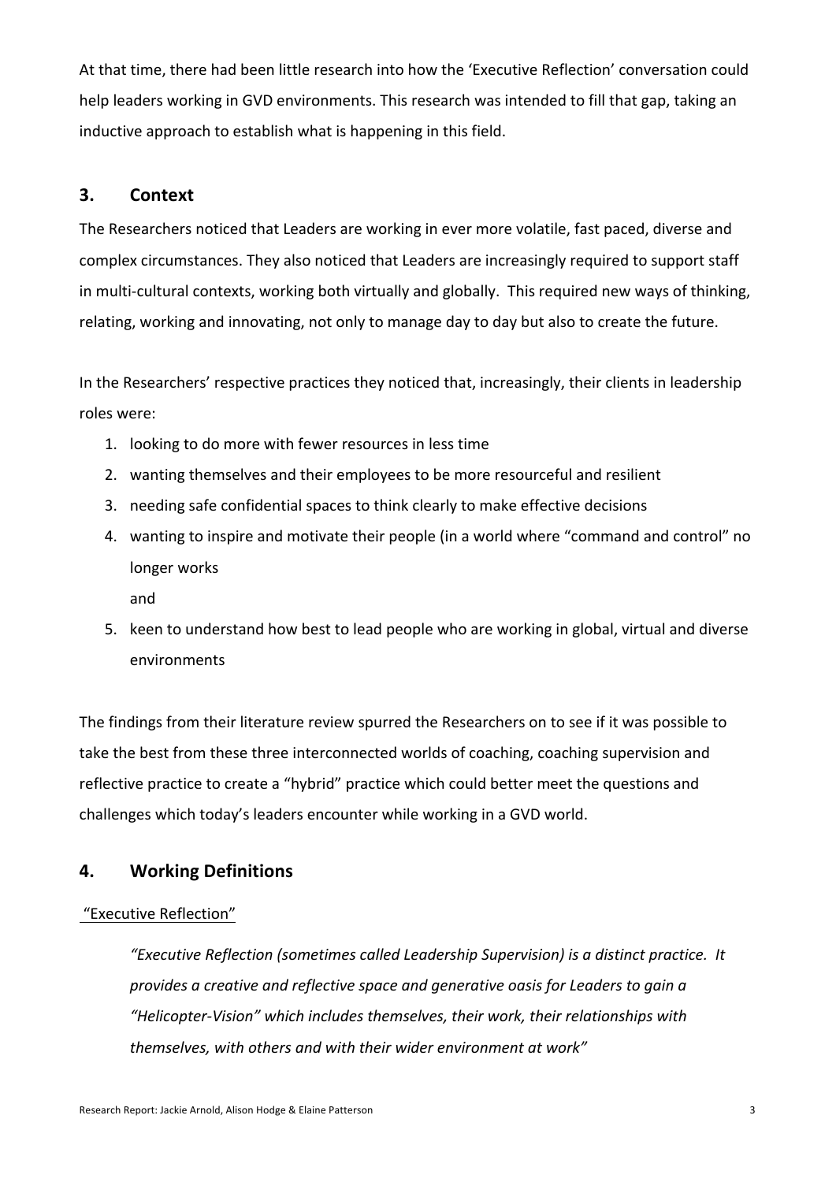At that time, there had been little research into how the 'Executive Reflection' conversation could help leaders working in GVD environments. This research was intended to fill that gap, taking an inductive approach to establish what is happening in this field.

## 3. Context

The Researchers noticed that Leaders are working in ever more volatile, fast paced, diverse and complex circumstances. They also noticed that Leaders are increasingly required to support staff in multi-cultural contexts, working both virtually and globally. This required new ways of thinking, relating, working and innovating, not only to manage day to day but also to create the future.

In the Researchers' respective practices they noticed that, increasingly, their clients in leadership roles were:

1. looking to do more with fewer resources in less time
2. wanting themselves and their employees to be more resourceful and resilient
3. needing safe confidential spaces to think clearly to make effective decisions
4. wanting to inspire and motivate their people (in a world where "command and control" no longer works

   and
5. keen to understand how best to lead people who are working in global, virtual and diverse environments

The findings from their literature review spurred the Researchers on to see if it was possible to take the best from these three interconnected worlds of coaching, coaching supervision and reflective practice to create a "hybrid" practice which could better meet the questions and challenges which today's leaders encounter while working in a GVD world.

## 4. Working Definitions

<u>"Executive Reflection"</u>

> *"Executive Reflection (sometimes called Leadership Supervision) is a distinct practice. It provides a creative and reflective space and generative oasis for Leaders to gain a "Helicopter-Vision" which includes themselves, their work, their relationships with themselves, with others and with their wider environment at work"*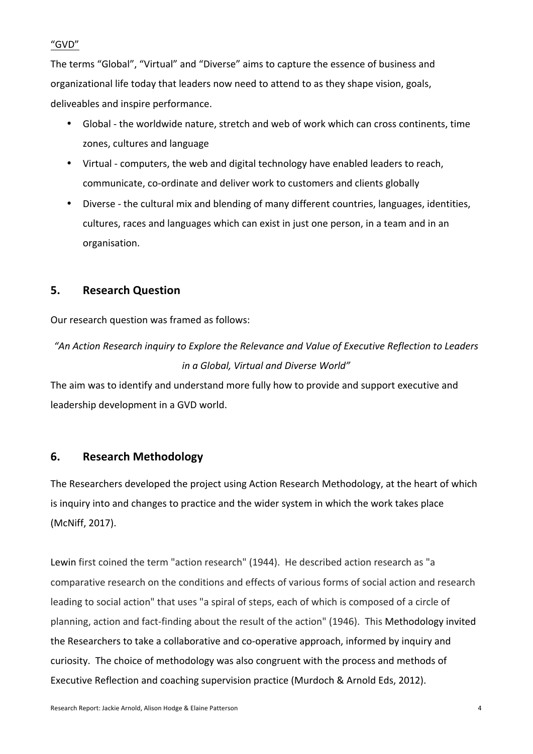"GVD"

The terms "Global", "Virtual" and "Diverse" aims to capture the essence of business and organizational life today that leaders now need to attend to as they shape vision, goals, deliveables and inspire performance.

- Global - the worldwide nature, stretch and web of work which can cross continents, time zones, cultures and language
- Virtual - computers, the web and digital technology have enabled leaders to reach, communicate, co-ordinate and deliver work to customers and clients globally
- Diverse - the cultural mix and blending of many different countries, languages, identities, cultures, races and languages which can exist in just one person, in a team and in an organisation.

## 5. Research Question

Our research question was framed as follows:

*"An Action Research inquiry to Explore the Relevance and Value of Executive Reflection to Leaders in a Global, Virtual and Diverse World"*

The aim was to identify and understand more fully how to provide and support executive and leadership development in a GVD world.

## 6. Research Methodology

The Researchers developed the project using Action Research Methodology, at the heart of which is inquiry into and changes to practice and the wider system in which the work takes place (McNiff, 2017).

Lewin first coined the term "action research" (1944). He described action research as "a comparative research on the conditions and effects of various forms of social action and research leading to social action" that uses "a spiral of steps, each of which is composed of a circle of planning, action and fact-finding about the result of the action" (1946). This Methodology invited the Researchers to take a collaborative and co-operative approach, informed by inquiry and curiosity. The choice of methodology was also congruent with the process and methods of Executive Reflection and coaching supervision practice (Murdoch & Arnold Eds, 2012).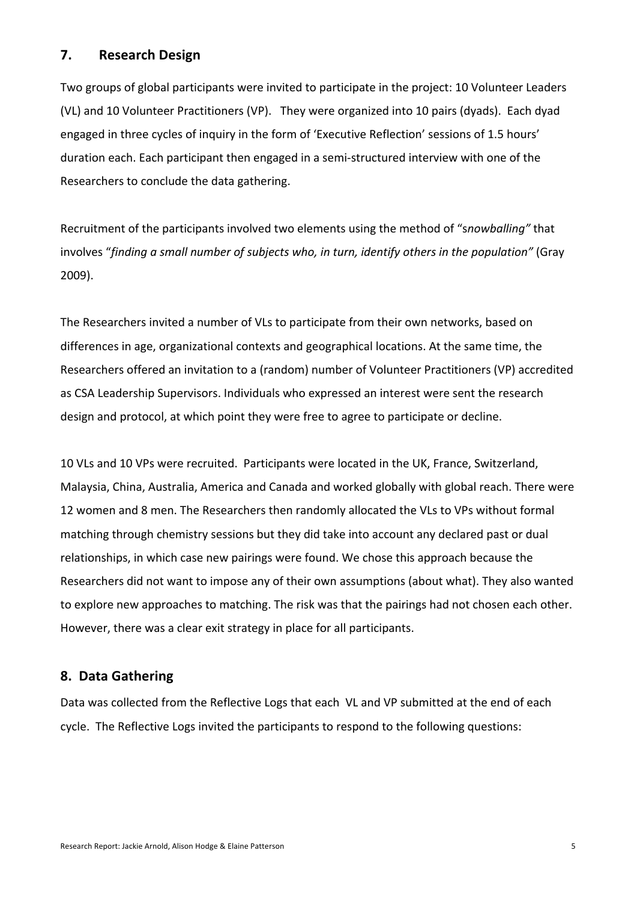## 7. Research Design

Two groups of global participants were invited to participate in the project: 10 Volunteer Leaders (VL) and 10 Volunteer Practitioners (VP). They were organized into 10 pairs (dyads). Each dyad engaged in three cycles of inquiry in the form of 'Executive Reflection' sessions of 1.5 hours' duration each. Each participant then engaged in a semi-structured interview with one of the Researchers to conclude the data gathering.

Recruitment of the participants involved two elements using the method of "s*nowballing"* that involves "*finding a small number of subjects who, in turn, identify others in the population"* (Gray 2009).

The Researchers invited a number of VLs to participate from their own networks, based on differences in age, organizational contexts and geographical locations. At the same time, the Researchers offered an invitation to a (random) number of Volunteer Practitioners (VP) accredited as CSA Leadership Supervisors. Individuals who expressed an interest were sent the research design and protocol, at which point they were free to agree to participate or decline.

10 VLs and 10 VPs were recruited. Participants were located in the UK, France, Switzerland, Malaysia, China, Australia, America and Canada and worked globally with global reach. There were 12 women and 8 men. The Researchers then randomly allocated the VLs to VPs without formal matching through chemistry sessions but they did take into account any declared past or dual relationships, in which case new pairings were found. We chose this approach because the Researchers did not want to impose any of their own assumptions (about what). They also wanted to explore new approaches to matching. The risk was that the pairings had not chosen each other. However, there was a clear exit strategy in place for all participants.

## 8. Data Gathering

Data was collected from the Reflective Logs that each VL and VP submitted at the end of each cycle. The Reflective Logs invited the participants to respond to the following questions: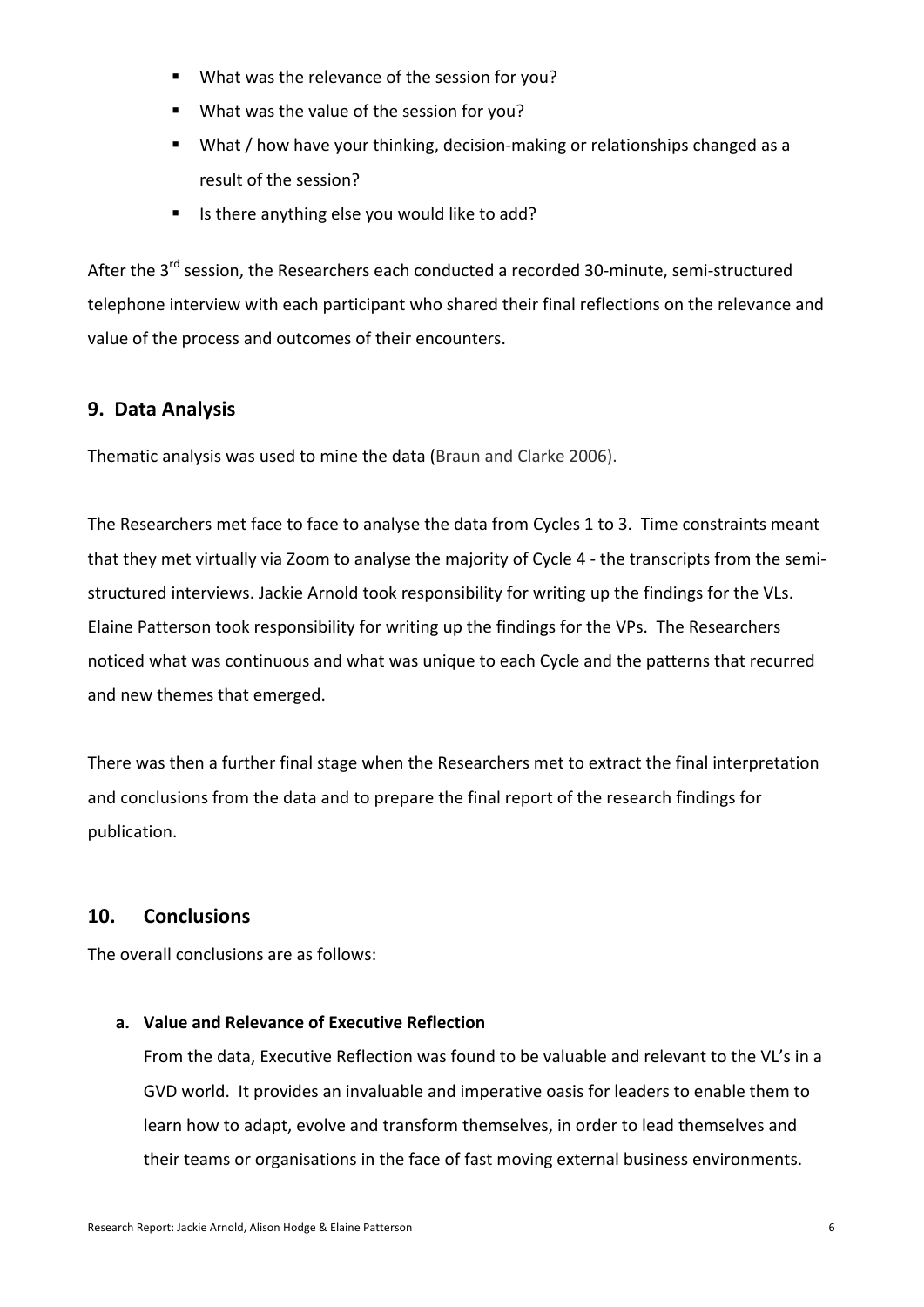- What was the relevance of the session for you?
- What was the value of the session for you?
- What / how have your thinking, decision-making or relationships changed as a result of the session?
- Is there anything else you would like to add?

After the 3rd session, the Researchers each conducted a recorded 30-minute, semi-structured telephone interview with each participant who shared their final reflections on the relevance and value of the process and outcomes of their encounters.

## 9. Data Analysis

Thematic analysis was used to mine the data (Braun and Clarke 2006).

The Researchers met face to face to analyse the data from Cycles 1 to 3. Time constraints meant that they met virtually via Zoom to analyse the majority of Cycle 4 - the transcripts from the semi-structured interviews. Jackie Arnold took responsibility for writing up the findings for the VLs. Elaine Patterson took responsibility for writing up the findings for the VPs. The Researchers noticed what was continuous and what was unique to each Cycle and the patterns that recurred and new themes that emerged.

There was then a further final stage when the Researchers met to extract the final interpretation and conclusions from the data and to prepare the final report of the research findings for publication.

## 10. Conclusions

The overall conclusions are as follows:

**a. Value and Relevance of Executive Reflection**

From the data, Executive Reflection was found to be valuable and relevant to the VL's in a GVD world. It provides an invaluable and imperative oasis for leaders to enable them to learn how to adapt, evolve and transform themselves, in order to lead themselves and their teams or organisations in the face of fast moving external business environments.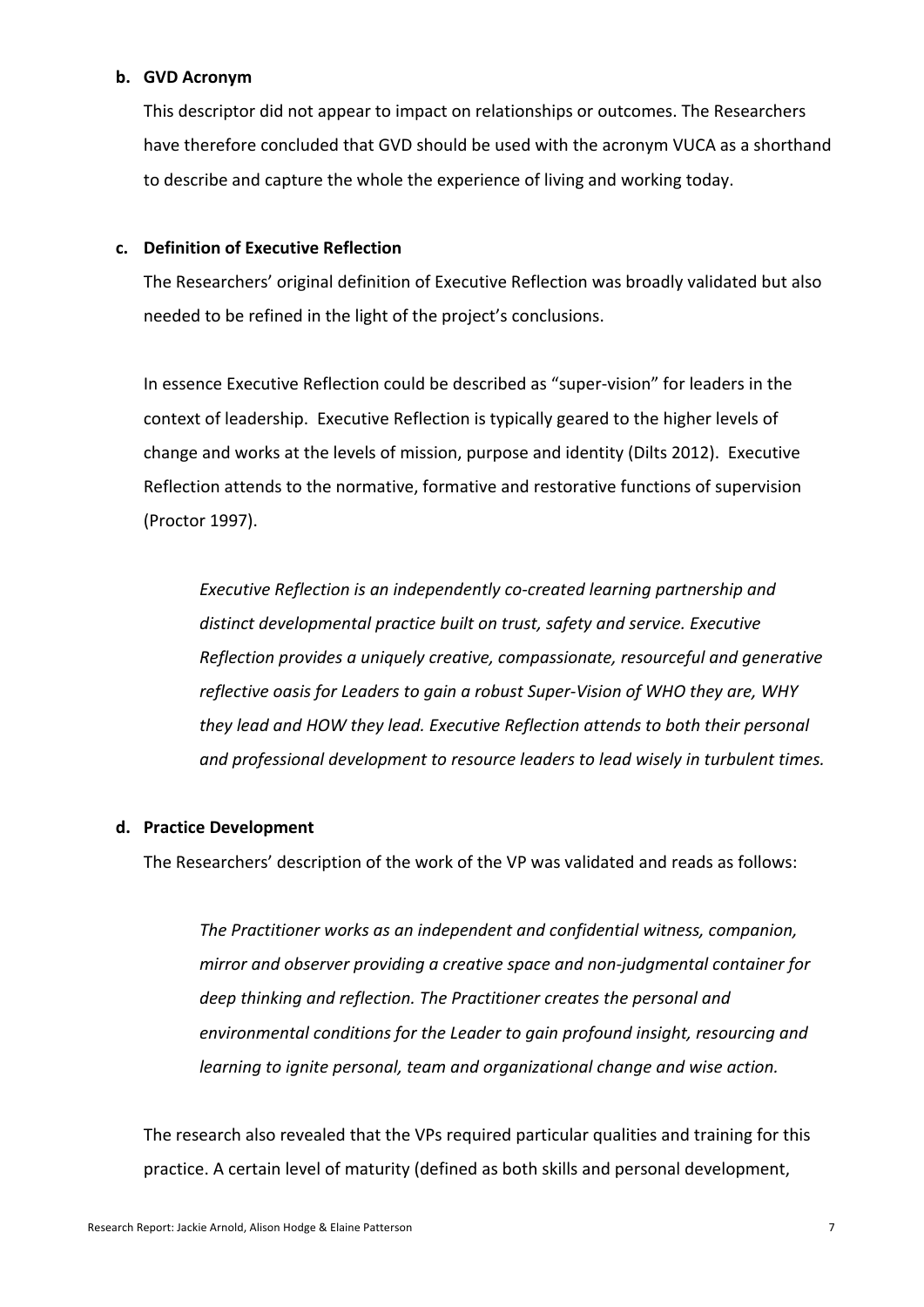**b. GVD Acronym**

This descriptor did not appear to impact on relationships or outcomes. The Researchers have therefore concluded that GVD should be used with the acronym VUCA as a shorthand to describe and capture the whole the experience of living and working today.

**c. Definition of Executive Reflection**

The Researchers' original definition of Executive Reflection was broadly validated but also needed to be refined in the light of the project's conclusions.

In essence Executive Reflection could be described as "super-vision" for leaders in the context of leadership. Executive Reflection is typically geared to the higher levels of change and works at the levels of mission, purpose and identity (Dilts 2012). Executive Reflection attends to the normative, formative and restorative functions of supervision (Proctor 1997).

> *Executive Reflection is an independently co-created learning partnership and distinct developmental practice built on trust, safety and service. Executive Reflection provides a uniquely creative, compassionate, resourceful and generative reflective oasis for Leaders to gain a robust Super-Vision of WHO they are, WHY they lead and HOW they lead. Executive Reflection attends to both their personal and professional development to resource leaders to lead wisely in turbulent times.*

**d. Practice Development**

The Researchers' description of the work of the VP was validated and reads as follows:

> *The Practitioner works as an independent and confidential witness, companion, mirror and observer providing a creative space and non-judgmental container for deep thinking and reflection. The Practitioner creates the personal and environmental conditions for the Leader to gain profound insight, resourcing and learning to ignite personal, team and organizational change and wise action.*

The research also revealed that the VPs required particular qualities and training for this practice. A certain level of maturity (defined as both skills and personal development,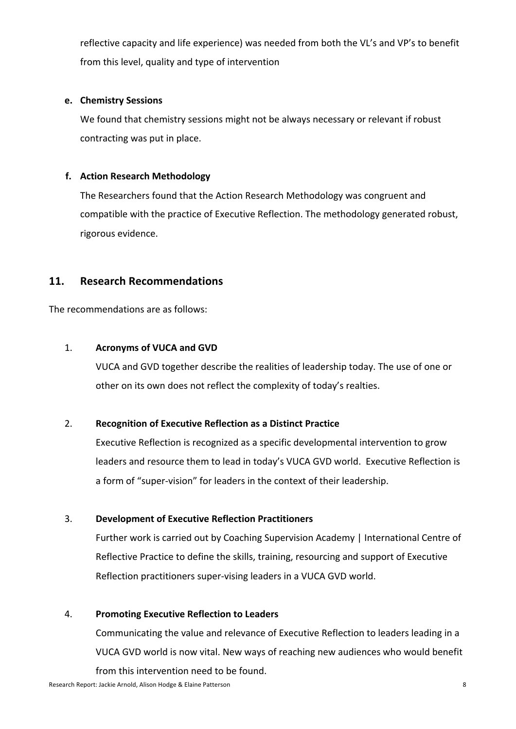reflective capacity and life experience) was needed from both the VL's and VP's to benefit from this level, quality and type of intervention

**e. Chemistry Sessions**

We found that chemistry sessions might not be always necessary or relevant if robust contracting was put in place.

**f. Action Research Methodology**

The Researchers found that the Action Research Methodology was congruent and compatible with the practice of Executive Reflection. The methodology generated robust, rigorous evidence.

## 11. Research Recommendations

The recommendations are as follows:

1. **Acronyms of VUCA and GVD**

   VUCA and GVD together describe the realities of leadership today. The use of one or other on its own does not reflect the complexity of today's realties.

2. **Recognition of Executive Reflection as a Distinct Practice**

   Executive Reflection is recognized as a specific developmental intervention to grow leaders and resource them to lead in today's VUCA GVD world. Executive Reflection is a form of "super-vision" for leaders in the context of their leadership.

3. **Development of Executive Reflection Practitioners**

   Further work is carried out by Coaching Supervision Academy | International Centre of Reflective Practice to define the skills, training, resourcing and support of Executive Reflection practitioners super-vising leaders in a VUCA GVD world.

4. **Promoting Executive Reflection to Leaders**

   Communicating the value and relevance of Executive Reflection to leaders leading in a VUCA GVD world is now vital. New ways of reaching new audiences who would benefit from this intervention need to be found.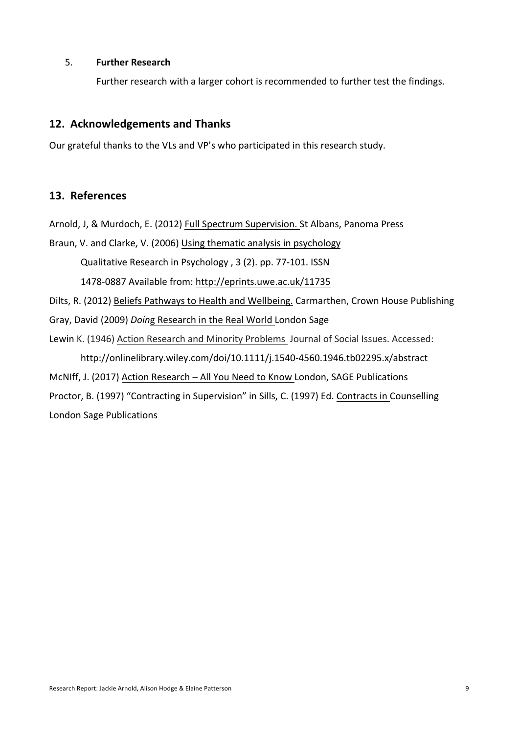5. **Further Research**

    Further research with a larger cohort is recommended to further test the findings.

## 12. Acknowledgements and Thanks

Our grateful thanks to the VLs and VP's who participated in this research study.

## 13. References

Arnold, J, & Murdoch, E. (2012) Full Spectrum Supervision. St Albans, Panoma Press

Braun, V. and Clarke, V. (2006) Using thematic analysis in psychology
Qualitative Research in Psychology , 3 (2). pp. 77-101. ISSN
1478-0887 Available from: http://eprints.uwe.ac.uk/11735

Dilts, R. (2012) Beliefs Pathways to Health and Wellbeing. Carmarthen, Crown House Publishing

Gray, David (2009) *Doing* Research in the Real World London Sage

Lewin K. (1946) Action Research and Minority Problems Journal of Social Issues. Accessed:
http://onlinelibrary.wiley.com/doi/10.1111/j.1540-4560.1946.tb02295.x/abstract

McNIff, J. (2017) Action Research – All You Need to Know London, SAGE Publications

Proctor, B. (1997) "Contracting in Supervision" in Sills, C. (1997) Ed. Contracts in Counselling London Sage Publications